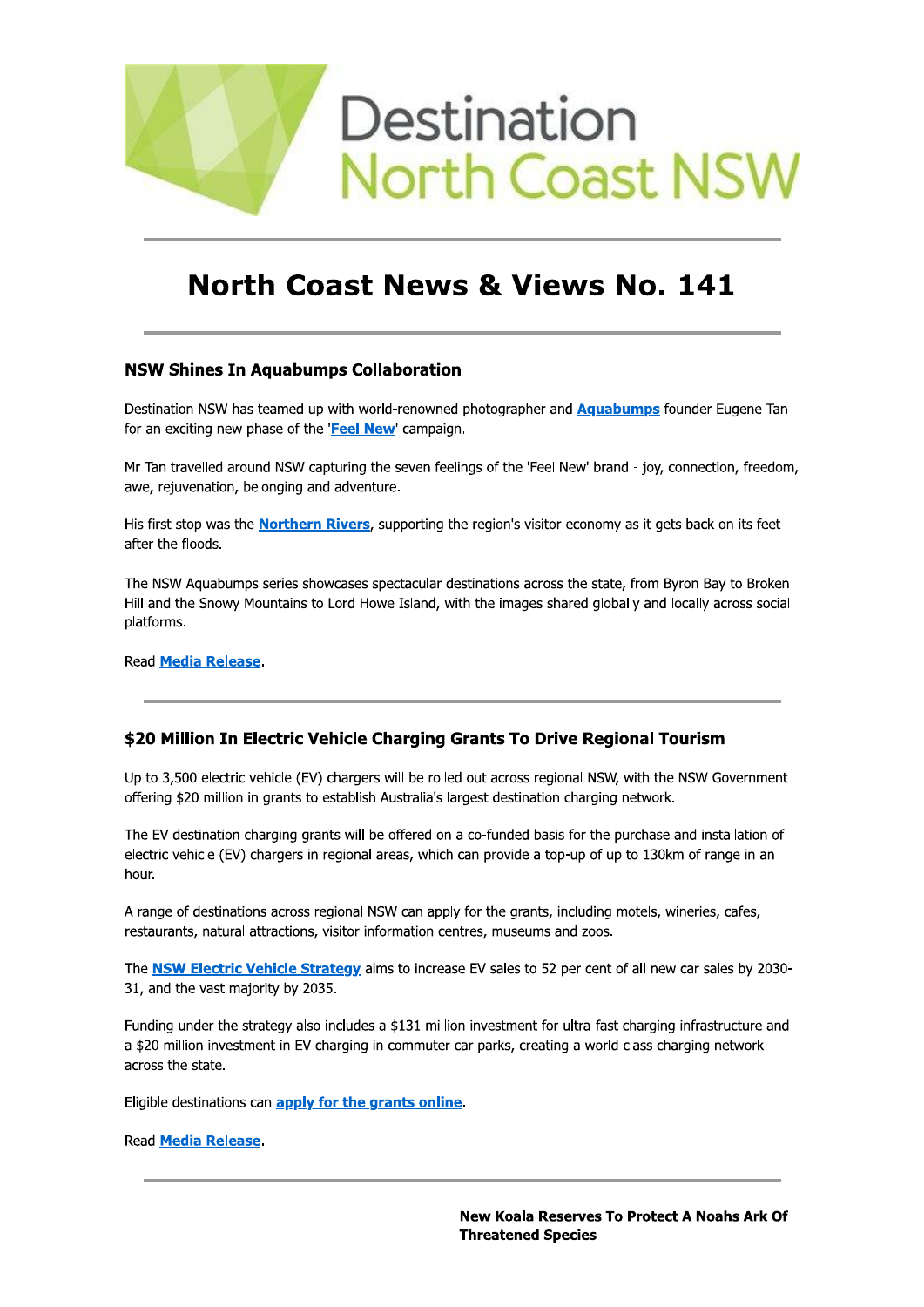Destination North Coast NSW

# North Coast News & Views No. 141

---

## NSW Shines In Aquabumps Collaboration

Destination NSW has teamed up with world-renowned photographer and **Aquabumps** founder Eugene Tan for an exciting new phase of the '**Feel New**' campaign.

Mr Tan travelled around NSW capturing the seven feelings of the 'Feel New' brand - joy, connection, freedom, awe, rejuvenation, belonging and adventure.

His first stop was the **Northern Rivers**, supporting the region's visitor economy as it gets back on its feet after the floods.

The NSW Aquabumps series showcases spectacular destinations across the state, from Byron Bay to Broken Hill and the Snowy Mountains to Lord Howe Island, with the images shared globally and locally across social platforms.

Read **Media Release**.

---

## $20 Million In Electric Vehicle Charging Grants To Drive Regional Tourism

Up to 3,500 electric vehicle (EV) chargers will be rolled out across regional NSW, with the NSW Government offering $20 million in grants to establish Australia's largest destination charging network.

The EV destination charging grants will be offered on a co-funded basis for the purchase and installation of electric vehicle (EV) chargers in regional areas, which can provide a top-up of up to 130km of range in an hour.

A range of destinations across regional NSW can apply for the grants, including motels, wineries, cafes, restaurants, natural attractions, visitor information centres, museums and zoos.

The **NSW Electric Vehicle Strategy** aims to increase EV sales to 52 per cent of all new car sales by 2030-31, and the vast majority by 2035.

Funding under the strategy also includes a $131 million investment for ultra-fast charging infrastructure and a $20 million investment in EV charging in commuter car parks, creating a world class charging network across the state.

Eligible destinations can **apply for the grants online**.

Read **Media Release**.

---

## New Koala Reserves To Protect A Noahs Ark Of Threatened Species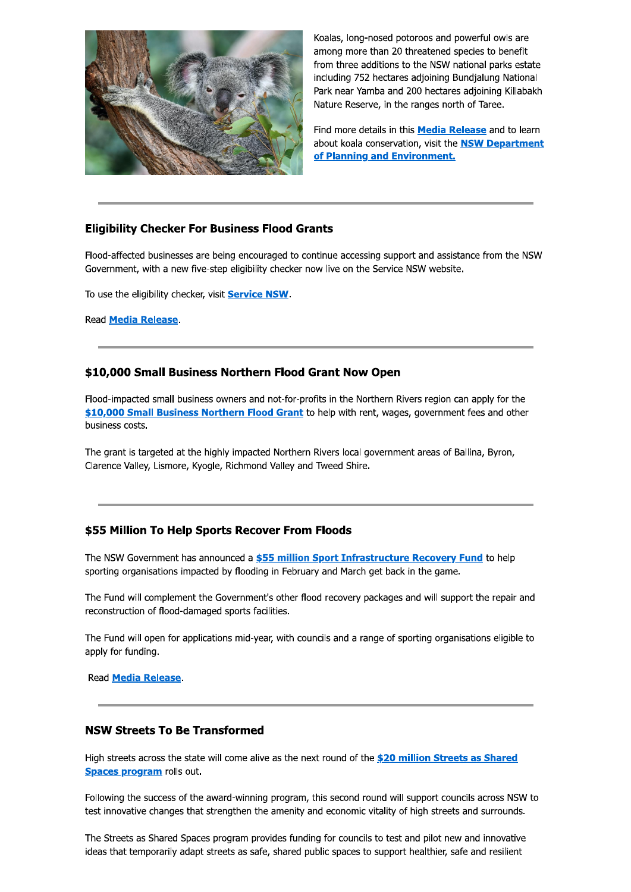Koalas, long-nosed potoroos and powerful owls are among more than 20 threatened species to benefit from three additions to the NSW national parks estate including 752 hectares adjoining Bundjalung National Park near Yamba and 200 hectares adjoining Killabakh Nature Reserve, in the ranges north of Taree.

Find more details in this **Media Release** and to learn about koala conservation, visit the **NSW Department of Planning and Environment.**

---

### Eligibility Checker For Business Flood Grants

Flood-affected businesses are being encouraged to continue accessing support and assistance from the NSW Government, with a new five-step eligibility checker now live on the Service NSW website.

To use the eligibility checker, visit **Service NSW**.

Read **Media Release**.

---

### $10,000 Small Business Northern Flood Grant Now Open

Flood-impacted small business owners and not-for-profits in the Northern Rivers region can apply for the **$10,000 Small Business Northern Flood Grant** to help with rent, wages, government fees and other business costs.

The grant is targeted at the highly impacted Northern Rivers local government areas of Ballina, Byron, Clarence Valley, Lismore, Kyogle, Richmond Valley and Tweed Shire.

---

### $55 Million To Help Sports Recover From Floods

The NSW Government has announced a **$55 million Sport Infrastructure Recovery Fund** to help sporting organisations impacted by flooding in February and March get back in the game.

The Fund will complement the Government's other flood recovery packages and will support the repair and reconstruction of flood-damaged sports facilities.

The Fund will open for applications mid-year, with councils and a range of sporting organisations eligible to apply for funding.

Read **Media Release**.

---

### NSW Streets To Be Transformed

High streets across the state will come alive as the next round of the **$20 million Streets as Shared Spaces program** rolls out.

Following the success of the award-winning program, this second round will support councils across NSW to test innovative changes that strengthen the amenity and economic vitality of high streets and surrounds.

The Streets as Shared Spaces program provides funding for councils to test and pilot new and innovative ideas that temporarily adapt streets as safe, shared public spaces to support healthier, safe and resilient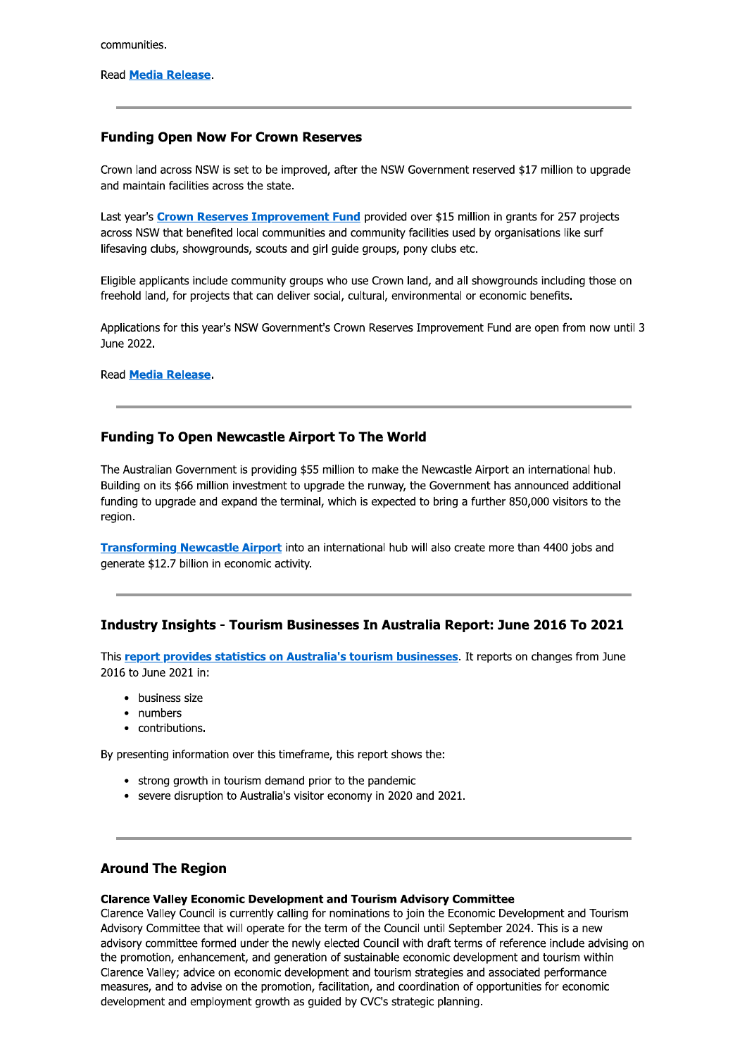communities.

Read **Media Release**.

---

### Funding Open Now For Crown Reserves

Crown land across NSW is set to be improved, after the NSW Government reserved $17 million to upgrade and maintain facilities across the state.

Last year's **Crown Reserves Improvement Fund** provided over $15 million in grants for 257 projects across NSW that benefited local communities and community facilities used by organisations like surf lifesaving clubs, showgrounds, scouts and girl guide groups, pony clubs etc.

Eligible applicants include community groups who use Crown land, and all showgrounds including those on freehold land, for projects that can deliver social, cultural, environmental or economic benefits.

Applications for this year's NSW Government's Crown Reserves Improvement Fund are open from now until 3 June 2022.

Read **Media Release**.

---

### Funding To Open Newcastle Airport To The World

The Australian Government is providing $55 million to make the Newcastle Airport an international hub. Building on its $66 million investment to upgrade the runway, the Government has announced additional funding to upgrade and expand the terminal, which is expected to bring a further 850,000 visitors to the region.

**Transforming Newcastle Airport** into an international hub will also create more than 4400 jobs and generate $12.7 billion in economic activity.

---

### Industry Insights - Tourism Businesses In Australia Report: June 2016 To 2021

This **report provides statistics on Australia's tourism businesses**. It reports on changes from June 2016 to June 2021 in:

- business size
- numbers
- contributions.

By presenting information over this timeframe, this report shows the:

- strong growth in tourism demand prior to the pandemic
- severe disruption to Australia's visitor economy in 2020 and 2021.

---

### Around The Region

**Clarence Valley Economic Development and Tourism Advisory Committee**
Clarence Valley Council is currently calling for nominations to join the Economic Development and Tourism Advisory Committee that will operate for the term of the Council until September 2024. This is a new advisory committee formed under the newly elected Council with draft terms of reference include advising on the promotion, enhancement, and generation of sustainable economic development and tourism within Clarence Valley; advice on economic development and tourism strategies and associated performance measures, and to advise on the promotion, facilitation, and coordination of opportunities for economic development and employment growth as guided by CVC's strategic planning.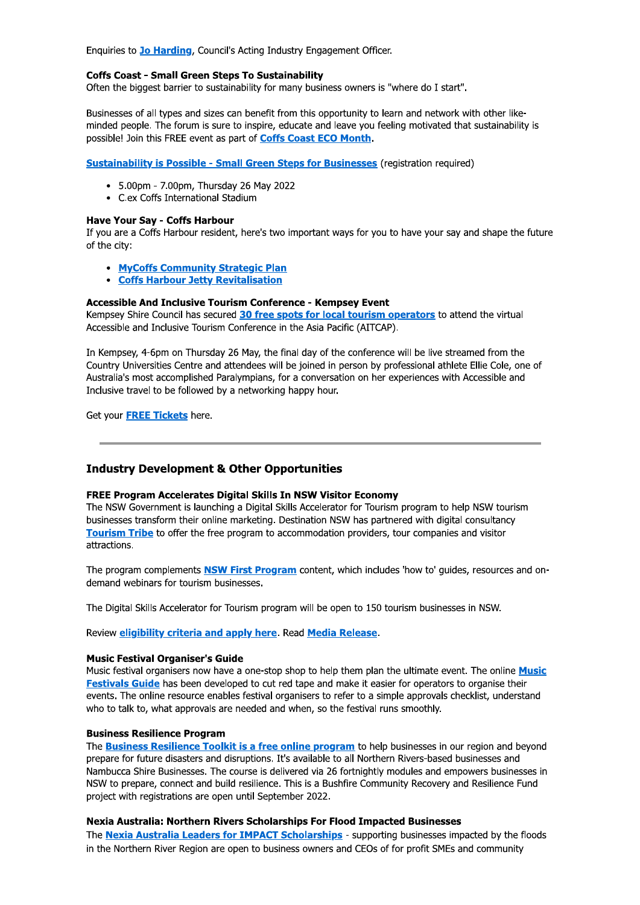Enquiries to **Jo Harding**, Council's Acting Industry Engagement Officer.

**Coffs Coast - Small Green Steps To Sustainability**
Often the biggest barrier to sustainability for many business owners is "where do I start".

Businesses of all types and sizes can benefit from this opportunity to learn and network with other like-minded people. The forum is sure to inspire, educate and leave you feeling motivated that sustainability is possible! Join this FREE event as part of **Coffs Coast ECO Month**.

**Sustainability is Possible - Small Green Steps for Businesses** (registration required)

- 5.00pm - 7.00pm, Thursday 26 May 2022
- C.ex Coffs International Stadium

**Have Your Say - Coffs Harbour**
If you are a Coffs Harbour resident, here's two important ways for you to have your say and shape the future of the city:

- **MyCoffs Community Strategic Plan**
- **Coffs Harbour Jetty Revitalisation**

**Accessible And Inclusive Tourism Conference - Kempsey Event**
Kempsey Shire Council has secured **30 free spots for local tourism operators** to attend the virtual Accessible and Inclusive Tourism Conference in the Asia Pacific (AITCAP).

In Kempsey, 4-6pm on Thursday 26 May, the final day of the conference will be live streamed from the Country Universities Centre and attendees will be joined in person by professional athlete Ellie Cole, one of Australia's most accomplished Paralympians, for a conversation on her experiences with Accessible and Inclusive travel to be followed by a networking happy hour.

Get your **FREE Tickets** here.

---

## Industry Development & Other Opportunities

**FREE Program Accelerates Digital Skills In NSW Visitor Economy**
The NSW Government is launching a Digital Skills Accelerator for Tourism program to help NSW tourism businesses transform their online marketing. Destination NSW has partnered with digital consultancy **Tourism Tribe** to offer the free program to accommodation providers, tour companies and visitor attractions.

The program complements **NSW First Program** content, which includes 'how to' guides, resources and on-demand webinars for tourism businesses.

The Digital Skills Accelerator for Tourism program will be open to 150 tourism businesses in NSW.

Review **eligibility criteria and apply here**. Read **Media Release**.

**Music Festival Organiser's Guide**
Music festival organisers now have a one-stop shop to help them plan the ultimate event. The online **Music Festivals Guide** has been developed to cut red tape and make it easier for operators to organise their events. The online resource enables festival organisers to refer to a simple approvals checklist, understand who to talk to, what approvals are needed and when, so the festival runs smoothly.

**Business Resilience Program**
The **Business Resilience Toolkit is a free online program** to help businesses in our region and beyond prepare for future disasters and disruptions. It's available to all Northern Rivers-based businesses and Nambucca Shire Businesses. The course is delivered via 26 fortnightly modules and empowers businesses in NSW to prepare, connect and build resilience. This is a Bushfire Community Recovery and Resilience Fund project with registrations are open until September 2022.

**Nexia Australia: Northern Rivers Scholarships For Flood Impacted Businesses**
The **Nexia Australia Leaders for IMPACT Scholarships** - supporting businesses impacted by the floods in the Northern River Region are open to business owners and CEOs of for profit SMEs and community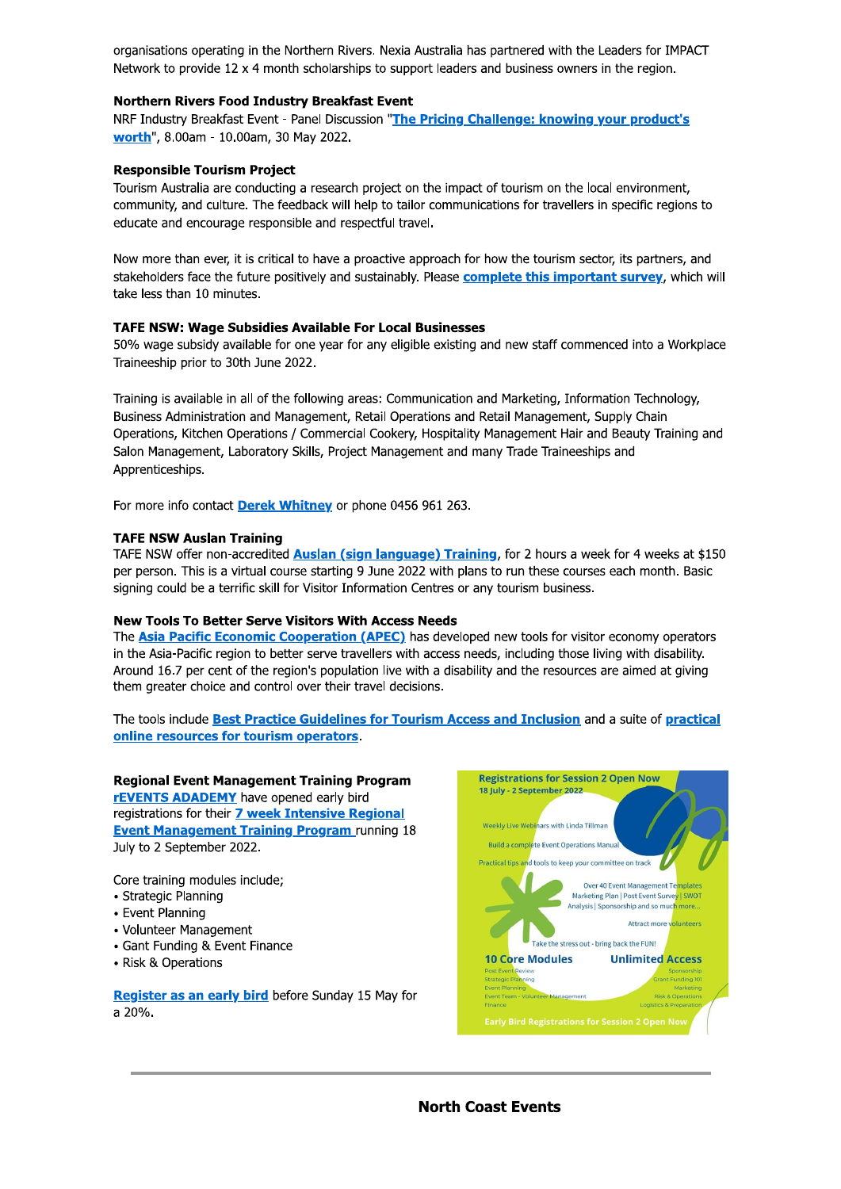organisations operating in the Northern Rivers. Nexia Australia has partnered with the Leaders for IMPACT Network to provide 12 x 4 month scholarships to support leaders and business owners in the region.

**Northern Rivers Food Industry Breakfast Event**

NRF Industry Breakfast Event - Panel Discussion "**The Pricing Challenge: knowing your product's worth**", 8.00am - 10.00am, 30 May 2022.

**Responsible Tourism Project**

Tourism Australia are conducting a research project on the impact of tourism on the local environment, community, and culture. The feedback will help to tailor communications for travellers in specific regions to educate and encourage responsible and respectful travel.

Now more than ever, it is critical to have a proactive approach for how the tourism sector, its partners, and stakeholders face the future positively and sustainably. Please **complete this important survey**, which will take less than 10 minutes.

**TAFE NSW: Wage Subsidies Available For Local Businesses**

50% wage subsidy available for one year for any eligible existing and new staff commenced into a Workplace Traineeship prior to 30th June 2022.

Training is available in all of the following areas: Communication and Marketing, Information Technology, Business Administration and Management, Retail Operations and Retail Management, Supply Chain Operations, Kitchen Operations / Commercial Cookery, Hospitality Management Hair and Beauty Training and Salon Management, Laboratory Skills, Project Management and many Trade Traineeships and Apprenticeships.

For more info contact **Derek Whitney** or phone 0456 961 263.

**TAFE NSW Auslan Training**

TAFE NSW offer non-accredited **Auslan (sign language) Training**, for 2 hours a week for 4 weeks at $150 per person. This is a virtual course starting 9 June 2022 with plans to run these courses each month. Basic signing could be a terrific skill for Visitor Information Centres or any tourism business.

**New Tools To Better Serve Visitors With Access Needs**

The **Asia Pacific Economic Cooperation (APEC)** has developed new tools for visitor economy operators in the Asia-Pacific region to better serve travellers with access needs, including those living with disability. Around 16.7 per cent of the region's population live with a disability and the resources are aimed at giving them greater choice and control over their travel decisions.

The tools include **Best Practice Guidelines for Tourism Access and Inclusion** and a suite of **practical online resources for tourism operators**.

**Regional Event Management Training Program**

**rEVENTS ADADEMY** have opened early bird registrations for their **7 week Intensive Regional Event Management Training Program** running 18 July to 2 September 2022.

Core training modules include;

- Strategic Planning
- Event Planning
- Volunteer Management
- Gant Funding & Event Finance
- Risk & Operations

**Register as an early bird** before Sunday 15 May for a 20%.

Registrations for Session 2 Open Now
18 July - 2 September 2022

Weekly Live Webinars with Linda Tillman

Build a complete Event Operations Manual

Practical tips and tools to keep your committee on track

Over 40 Event Management Templates
Marketing Plan | Post Event Survey | SWOT Analysis | Sponsorship and so much more...

Attract more volunteers

Take the stress out - bring back the FUN!

**10 Core Modules**
Post Event Review
Strategic Planning
Event Planning
Event Team - Volunteer Management
Finance

**Unlimited Access**
Sponsorship
Grant Funding 101
Marketing
Risk & Operations
Logistics & Preparation

Early Bird Registrations for Session 2 Open Now

---

## North Coast Events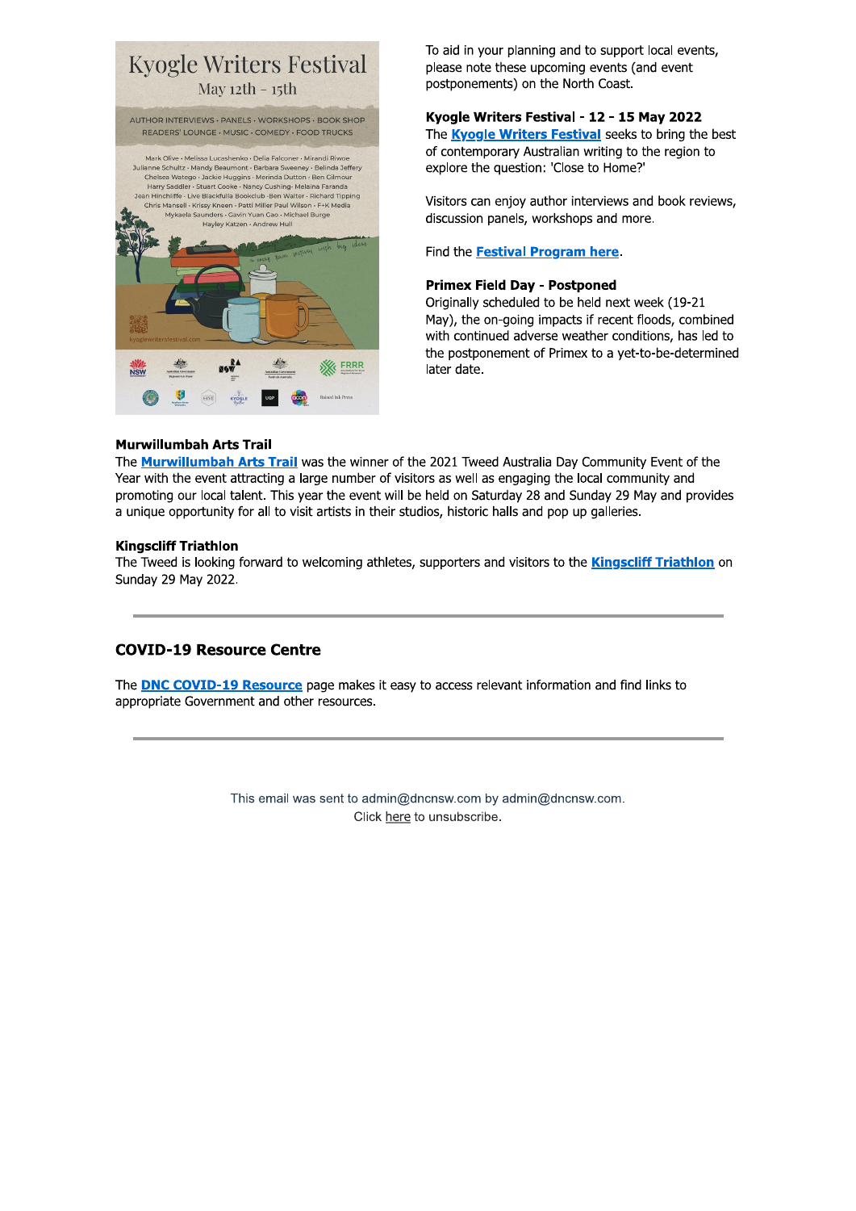To aid in your planning and to support local events, please note these upcoming events (and event postponements) on the North Coast.

**Kyogle Writers Festival - 12 - 15 May 2022**

The **Kyogle Writers Festival** seeks to bring the best of contemporary Australian writing to the region to explore the question: 'Close to Home?'

Visitors can enjoy author interviews and book reviews, discussion panels, workshops and more.

Find the **Festival Program here**.

**Primex Field Day - Postponed**

Originally scheduled to be held next week (19-21 May), the on-going impacts if recent floods, combined with continued adverse weather conditions, has led to the postponement of Primex to a yet-to-be-determined later date.

**Murwillumbah Arts Trail**

The **Murwillumbah Arts Trail** was the winner of the 2021 Tweed Australia Day Community Event of the Year with the event attracting a large number of visitors as well as engaging the local community and promoting our local talent. This year the event will be held on Saturday 28 and Sunday 29 May and provides a unique opportunity for all to visit artists in their studios, historic halls and pop up galleries.

**Kingscliff Triathlon**

The Tweed is looking forward to welcoming athletes, supporters and visitors to the **Kingscliff Triathlon** on Sunday 29 May 2022.

---

## COVID-19 Resource Centre

The **DNC COVID-19 Resource** page makes it easy to access relevant information and find links to appropriate Government and other resources.

---

This email was sent to admin@dncnsw.com by admin@dncnsw.com.
Click here to unsubscribe.